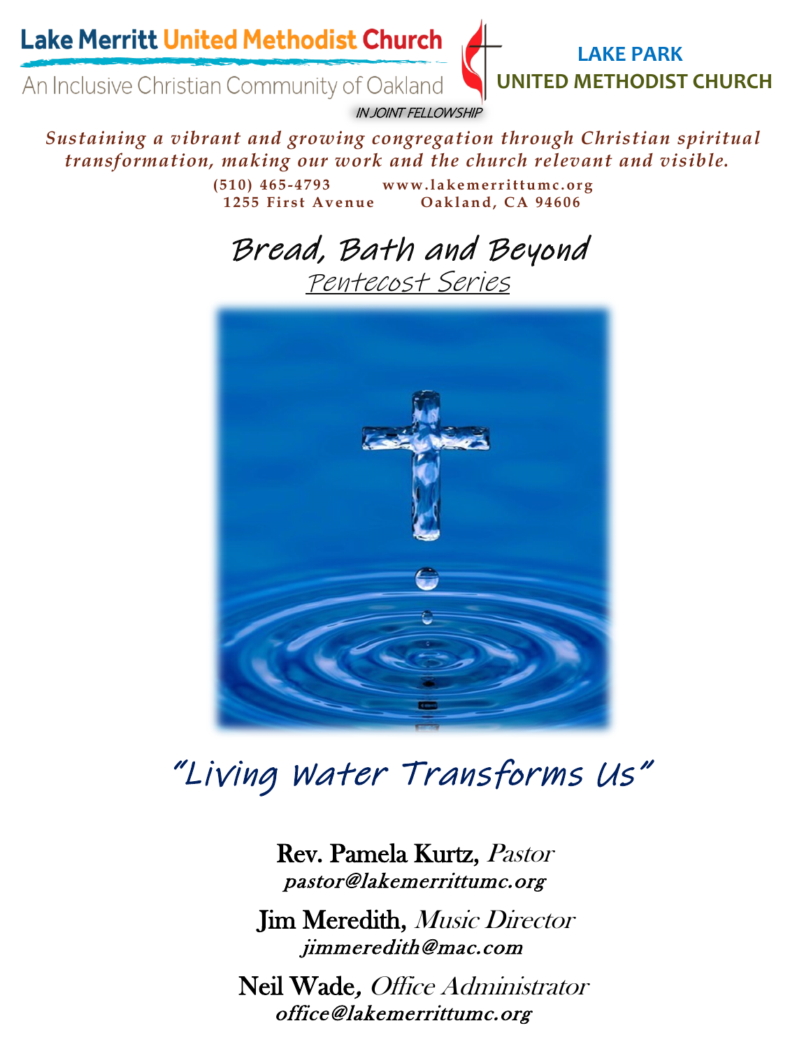**Lake Merritt United Methodist Church**

An Inclusive Christian Community of Oakland

*IN JOINT FELLOWSHIP*

**LAKE PARK UNITED METHODIST CHURCH**

*Sustaining a vibrant and growing congregation through Christian spiritual transformation, making our work and the church relevant and visible.*

**(510) 465-4793 www.lakemerrittumc.org**
**1255 First Avenue Oakland, CA 94606**

# Bread, Bath and Beyond

## Pentecost Series

# "Living Water Transforms Us"

**Rev. Pamela Kurtz,** *Pastor*
*pastor@lakemerrittumc.org*

**Jim Meredith,** *Music Director*
*jimmeredith@mac.com*

**Neil Wade,** *Office Administrator*
*office@lakemerrittumc.org*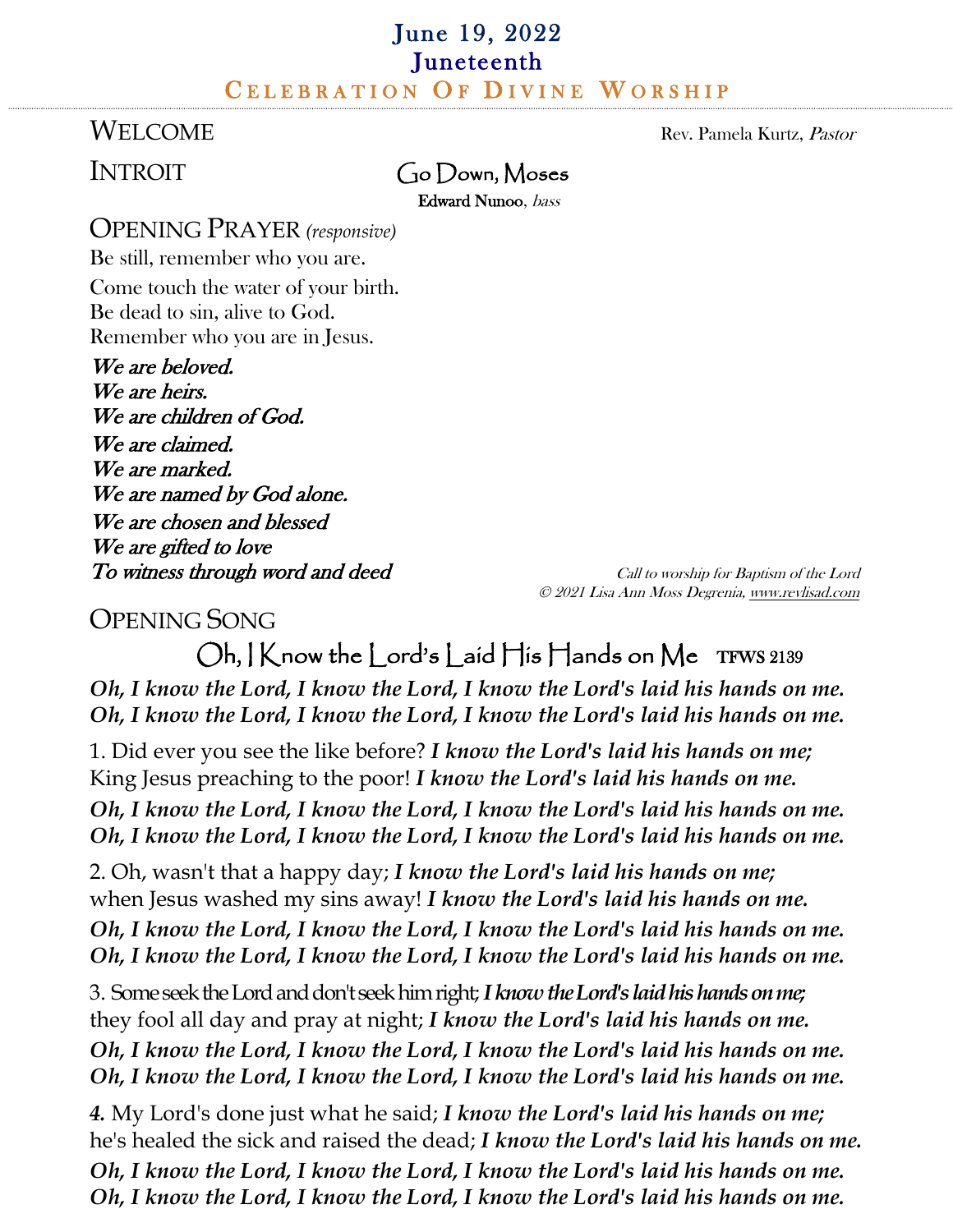# June 19, 2022
# Juneteenth
## Celebration Of Divine Worship

---

**WELCOME** Rev. Pamela Kurtz, *Pastor*

**INTROIT** Go Down, Moses

**Edward Nunoo**, *bass*

**OPENING PRAYER** *(responsive)*

Be still, remember who you are.

Come touch the water of your birth.
Be dead to sin, alive to God.
Remember who you are in Jesus.

***We are beloved.***
***We are heirs.***
***We are children of God.***
***We are claimed.***
***We are marked.***
***We are named by God alone.***
***We are chosen and blessed***
***We are gifted to love***
***To witness through word and deed***

*Call to worship for Baptism of the Lord*
*© 2021 Lisa Ann Moss Degrenia, www.revlisad.com*

**OPENING SONG**

Oh, I Know the Lord's Laid His Hands on Me **TFWS 2139**

***Oh, I know the Lord, I know the Lord, I know the Lord's laid his hands on me.***
***Oh, I know the Lord, I know the Lord, I know the Lord's laid his hands on me.***

1. Did ever you see the like before? ***I know the Lord's laid his hands on me;***
King Jesus preaching to the poor! ***I know the Lord's laid his hands on me.***
***Oh, I know the Lord, I know the Lord, I know the Lord's laid his hands on me.***
***Oh, I know the Lord, I know the Lord, I know the Lord's laid his hands on me.***

2. Oh, wasn't that a happy day; ***I know the Lord's laid his hands on me;***
when Jesus washed my sins away! ***I know the Lord's laid his hands on me.***
***Oh, I know the Lord, I know the Lord, I know the Lord's laid his hands on me.***
***Oh, I know the Lord, I know the Lord, I know the Lord's laid his hands on me.***

3. Some seek the Lord and don't seek him right; ***I know the Lord's laid his hands on me;***
they fool all day and pray at night; ***I know the Lord's laid his hands on me.***
***Oh, I know the Lord, I know the Lord, I know the Lord's laid his hands on me.***
***Oh, I know the Lord, I know the Lord, I know the Lord's laid his hands on me.***

**4.** My Lord's done just what he said; ***I know the Lord's laid his hands on me;***
he's healed the sick and raised the dead; ***I know the Lord's laid his hands on me.***
***Oh, I know the Lord, I know the Lord, I know the Lord's laid his hands on me.***
***Oh, I know the Lord, I know the Lord, I know the Lord's laid his hands on me.***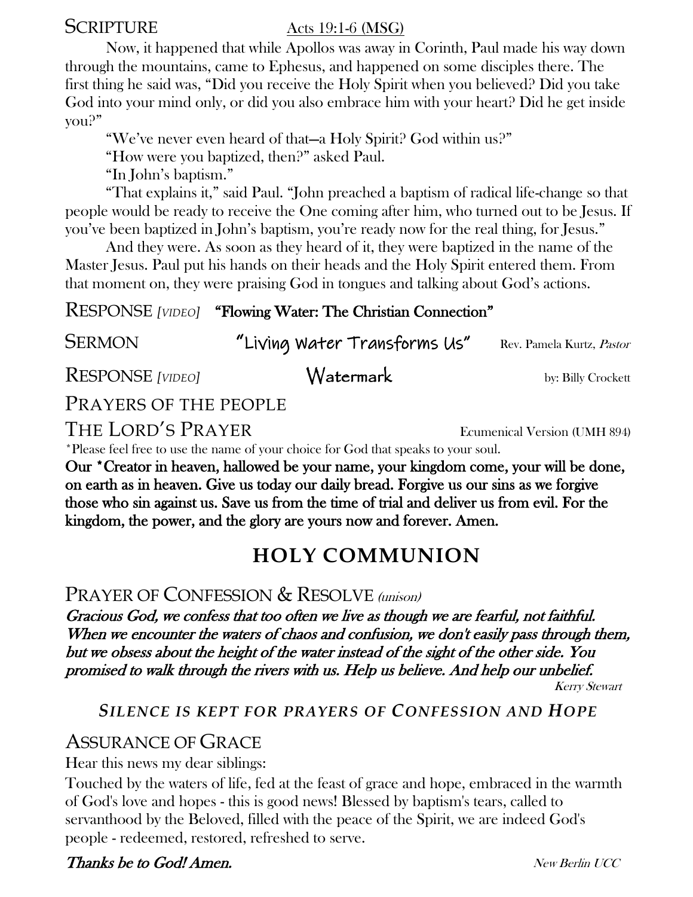## SCRIPTURE Acts 19:1-6 (MSG)

Now, it happened that while Apollos was away in Corinth, Paul made his way down through the mountains, came to Ephesus, and happened on some disciples there. The first thing he said was, "Did you receive the Holy Spirit when you believed? Did you take God into your mind only, or did you also embrace him with your heart? Did he get inside you?"

"We've never even heard of that—a Holy Spirit? God within us?"

"How were you baptized, then?" asked Paul.

"In John's baptism."

"That explains it," said Paul. "John preached a baptism of radical life-change so that people would be ready to receive the One coming after him, who turned out to be Jesus. If you've been baptized in John's baptism, you're ready now for the real thing, for Jesus."

And they were. As soon as they heard of it, they were baptized in the name of the Master Jesus. Paul put his hands on their heads and the Holy Spirit entered them. From that moment on, they were praising God in tongues and talking about God's actions.

## RESPONSE *[VIDEO]* **"Flowing Water: The Christian Connection"**

## SERMON "Living Water Transforms Us" Rev. Pamela Kurtz, *Pastor*

## RESPONSE *[VIDEO]* Watermark by: Billy Crockett

## PRAYERS OF THE PEOPLE

## THE LORD'S PRAYER Ecumenical Version (UMH 894)

*Please feel free to use the name of your choice for God that speaks to your soul.

**Our *Creator in heaven, hallowed be your name, your kingdom come, your will be done, on earth as in heaven. Give us today our daily bread. Forgive us our sins as we forgive those who sin against us. Save us from the time of trial and deliver us from evil. For the kingdom, the power, and the glory are yours now and forever. Amen.**

# HOLY COMMUNION

## PRAYER OF CONFESSION & RESOLVE *(unison)*

***Gracious God, we confess that too often we live as though we are fearful, not faithful. When we encounter the waters of chaos and confusion, we don't easily pass through them, but we obsess about the height of the water instead of the sight of the other side. You promised to walk through the rivers with us. Help us believe. And help our unbelief.***

*Kerry Stewart*

***SILENCE IS KEPT FOR PRAYERS OF CONFESSION AND HOPE***

## ASSURANCE OF GRACE

Hear this news my dear siblings:

Touched by the waters of life, fed at the feast of grace and hope, embraced in the warmth of God's love and hopes - this is good news! Blessed by baptism's tears, called to servanthood by the Beloved, filled with the peace of the Spirit, we are indeed God's people - redeemed, restored, refreshed to serve.

***Thanks be to God! Amen.*** *New Berlin UCC*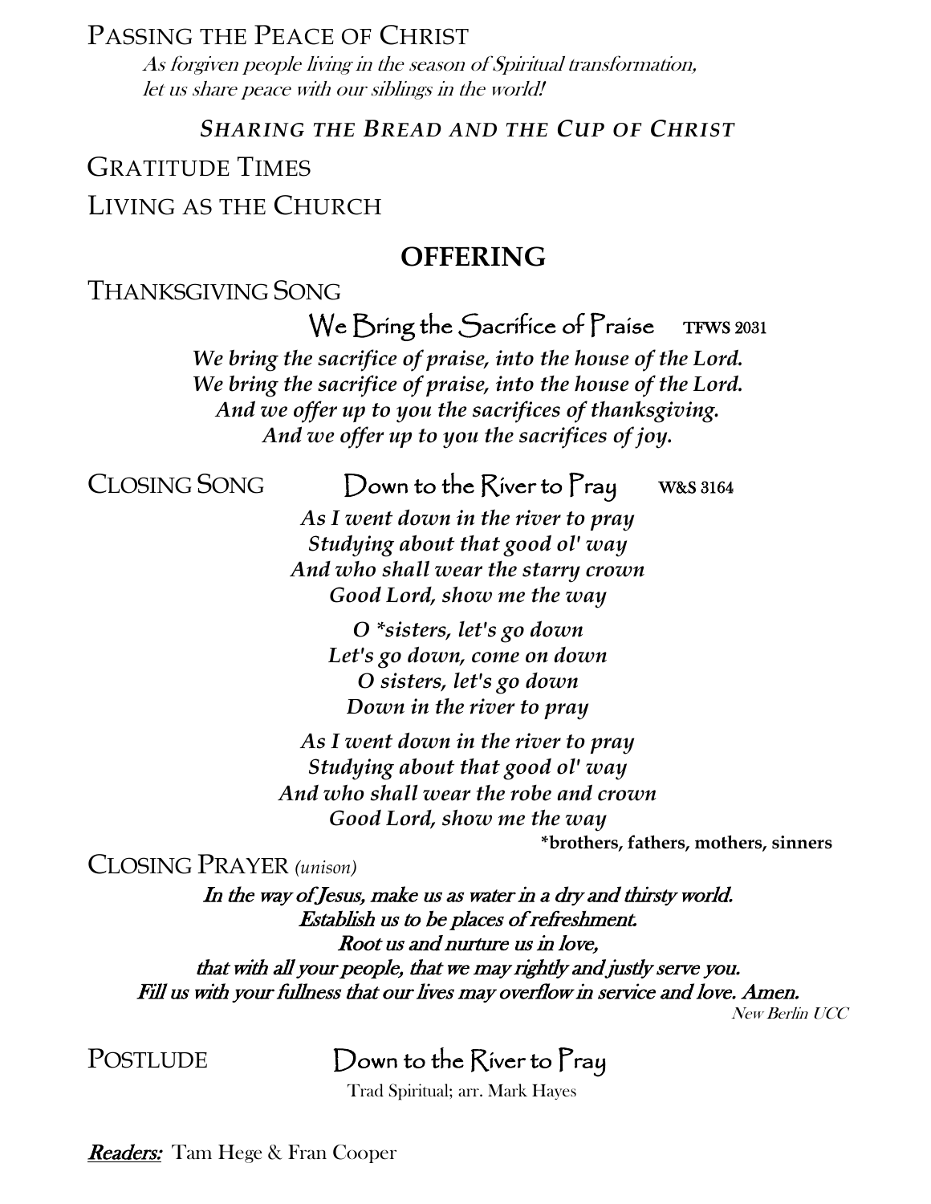PASSING THE PEACE OF CHRIST

*As forgiven people living in the season of Spiritual transformation,*
*let us share peace with our siblings in the world!*

***SHARING THE BREAD AND THE CUP OF CHRIST***

GRATITUDE TIMES

LIVING AS THE CHURCH

## OFFERING

THANKSGIVING SONG

We Bring the Sacrifice of Praise **TFWS 2031**

***We bring the sacrifice of praise, into the house of the Lord.***
***We bring the sacrifice of praise, into the house of the Lord.***
***And we offer up to you the sacrifices of thanksgiving.***
***And we offer up to you the sacrifices of joy.***

CLOSING SONG Down to the River to Pray **W&S 3164**

***As I went down in the river to pray***
***Studying about that good ol' way***
***And who shall wear the starry crown***
***Good Lord, show me the way***

***O *sisters, let's go down***
***Let's go down, come on down***
***O sisters, let's go down***
***Down in the river to pray***

***As I went down in the river to pray***
***Studying about that good ol' way***
***And who shall wear the robe and crown***
***Good Lord, show me the way***

**\*brothers, fathers, mothers, sinners**

CLOSING PRAYER *(unison)*

***In the way of Jesus, make us as water in a dry and thirsty world.***
***Establish us to be places of refreshment.***
***Root us and nurture us in love,***
***that with all your people, that we may rightly and justly serve you.***
***Fill us with your fullness that our lives may overflow in service and love. Amen.***

*New Berlin UCC*

POSTLUDE Down to the River to Pray

Trad Spiritual; arr. Mark Hayes

***Readers:*** Tam Hege & Fran Cooper